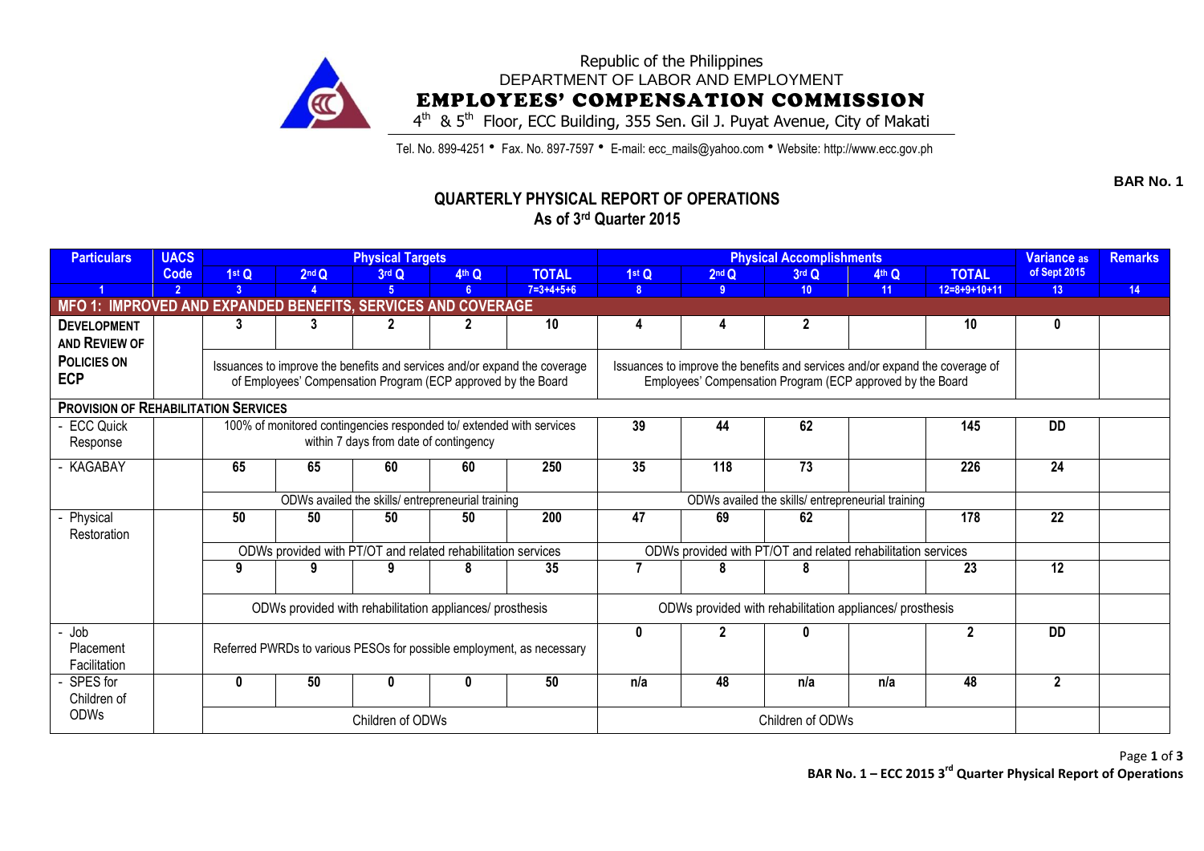Republic of the Philippines
DEPARTMENT OF LABOR AND EMPLOYMENT
**EMPLOYEES' COMPENSATION COMMISSION**
4th & 5th Floor, ECC Building, 355 Sen. Gil J. Puyat Avenue, City of Makati

Tel. No. 899-4251 • Fax. No. 897-7597 • E-mail: ecc_mails@yahoo.com • Website: http://www.ecc.gov.ph

**BAR No. 1**

## QUARTERLY PHYSICAL REPORT OF OPERATIONS
### As of 3rd Quarter 2015

| Particulars | UACS Code | Physical Targets | | | | | Physical Accomplishments | | | | | Variance as of Sept 2015 | Remarks |
|---|---|---|---|---|---|---|---|---|---|---|---|---|---|
| | | 1st Q | 2nd Q | 3rd Q | 4th Q | TOTAL | 1st Q | 2nd Q | 3rd Q | 4th Q | TOTAL | | |
| 1 | 2 | 3 | 4 | 5 | 6 | 7=3+4+5+6 | 8 | 9 | 10 | 11 | 12=8+9+10+11 | 13 | 14 |
| **MFO 1: IMPROVED AND EXPANDED BENEFITS, SERVICES AND COVERAGE** | | | | | | | | | | | | | |
| **DEVELOPMENT AND REVIEW OF POLICIES ON ECP** | | 3 | 3 | 2 | 2 | 10 | 4 | 4 | 2 | | 10 | 0 | |
| | | Issuances to improve the benefits and services and/or expand the coverage of Employees' Compensation Program (ECP approved by the Board | | | | | Issuances to improve the benefits and services and/or expand the coverage of Employees' Compensation Program (ECP approved by the Board | | | | | | |
| **PROVISION OF REHABILITATION SERVICES** | | | | | | | | | | | | | |
| - ECC Quick Response | | 100% of monitored contingencies responded to/ extended with services within 7 days from date of contingency | | | | | 39 | 44 | 62 | | 145 | DD | |
| - KAGABAY | | 65 | 65 | 60 | 60 | 250 | 35 | 118 | 73 | | 226 | 24 | |
| | | ODWs availed the skills/ entrepreneurial training | | | | | ODWs availed the skills/ entrepreneurial training | | | | | | |
| - Physical Restoration | | 50 | 50 | 50 | 50 | 200 | 47 | 69 | 62 | | 178 | 22 | |
| | | ODWs provided with PT/OT and related rehabilitation services | | | | | ODWs provided with PT/OT and related rehabilitation services | | | | | | |
| | | 9 | 9 | 9 | 8 | 35 | 7 | 8 | 8 | | 23 | 12 | |
| | | ODWs provided with rehabilitation appliances/ prosthesis | | | | | ODWs provided with rehabilitation appliances/ prosthesis | | | | | | |
| - Job Placement Facilitation | | Referred PWRDs to various PESOs for possible employment, as necessary | | | | | 0 | 2 | 0 | | 2 | DD | |
| - SPES for Children of ODWs | | 0 | 50 | 0 | 0 | 50 | n/a | 48 | n/a | n/a | 48 | 2 | |
| | | Children of ODWs | | | | | Children of ODWs | | | | | | |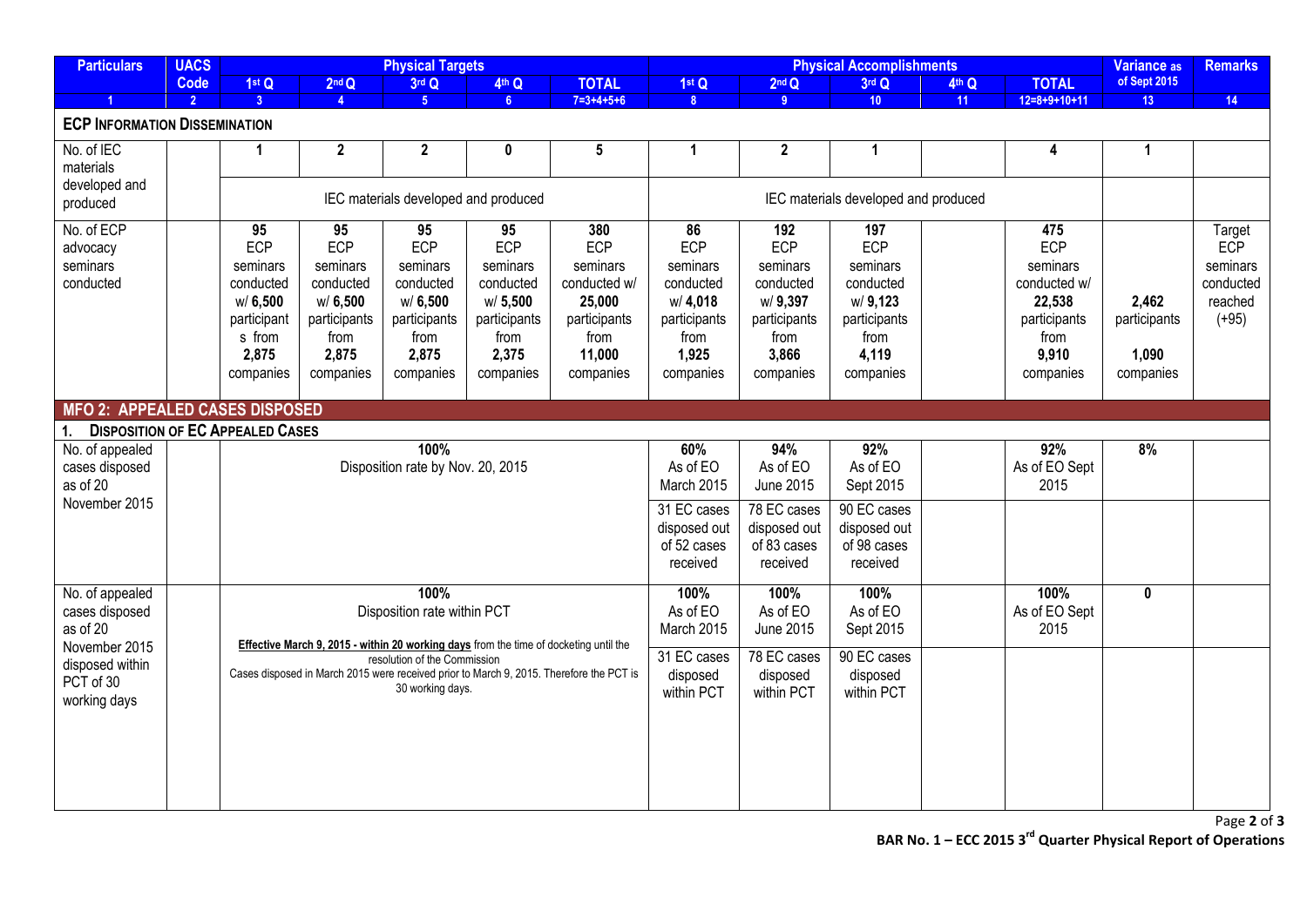| Particulars | UACS Code | Physical Targets | | | | | Physical Accomplishments | | | | | Variance as of Sept 2015 | Remarks |
|---|---|---|---|---|---|---|---|---|---|---|---|---|---|
| | | 1st Q | 2nd Q | 3rd Q | 4th Q | TOTAL | 1st Q | 2nd Q | 3rd Q | 4th Q | TOTAL | | |
| 1 | 2 | 3 | 4 | 5 | 6 | 7=3+4+5+6 | 8 | 9 | 10 | 11 | 12=8+9+10+11 | 13 | 14 |
| **ECP INFORMATION DISSEMINATION** | | | | | | | | | | | | | |
| No. of IEC materials developed and produced | | 1 | 2 | 2 | 0 | 5 | 1 | 2 | 1 | | 4 | 1 | |
| | | IEC materials developed and produced | | | | | IEC materials developed and produced | | | | | | |
| No. of ECP advocacy seminars conducted | | **95** ECP seminars conducted w/ **6,500** participants from **2,875** companies | **95** ECP seminars conducted w/ **6,500** participants from **2,875** companies | **95** ECP seminars conducted w/ **6,500** participants from **2,875** companies | **95** ECP seminars conducted w/ **5,500** participants from **2,375** companies | **380** ECP seminars conducted w/ **25,000** participants from **11,000** companies | **86** ECP seminars conducted w/ **4,018** participants from **1,925** companies | **192** ECP seminars conducted w/ **9,397** participants from **3,866** companies | **197** ECP seminars conducted w/ **9,123** participants from **4,119** companies | | **475** ECP seminars conducted w/ **22,538** participants from **9,910** companies | **2,462** participants **1,090** companies | Target ECP seminars conducted reached (+95) |
| **MFO 2: APPEALED CASES DISPOSED** | | | | | | | | | | | | | |
| **1. DISPOSITION OF EC APPEALED CASES** | | | | | | | | | | | | | |
| No. of appealed cases disposed as of 20 November 2015 | | **100%** Disposition rate by Nov. 20, 2015 | | | | | **60%** As of EO March 2015 | **94%** As of EO June 2015 | **92%** As of EO Sept 2015 | | **92%** As of EO Sept 2015 | **8%** | |
| | | | | | | | 31 EC cases disposed out of 52 cases received | 78 EC cases disposed out of 83 cases received | 90 EC cases disposed out of 98 cases received | | | | |
| No. of appealed cases disposed as of 20 November 2015 disposed within PCT of 30 working days | | **100%** Disposition rate within PCT<br>**Effective March 9, 2015 - within 20 working days** from the time of docketing until the resolution of the Commission<br>Cases disposed in March 2015 were received prior to March 9, 2015. Therefore the PCT is 30 working days. | | | | | **100%** As of EO March 2015 | **100%** As of EO June 2015 | **100%** As of EO Sept 2015 | | **100%** As of EO Sept 2015 | **0** | |
| | | | | | | | 31 EC cases disposed within PCT | 78 EC cases disposed within PCT | 90 EC cases disposed within PCT | | | | |

**BAR No. 1 – ECC 2015 3rd Quarter Physical Report of Operations**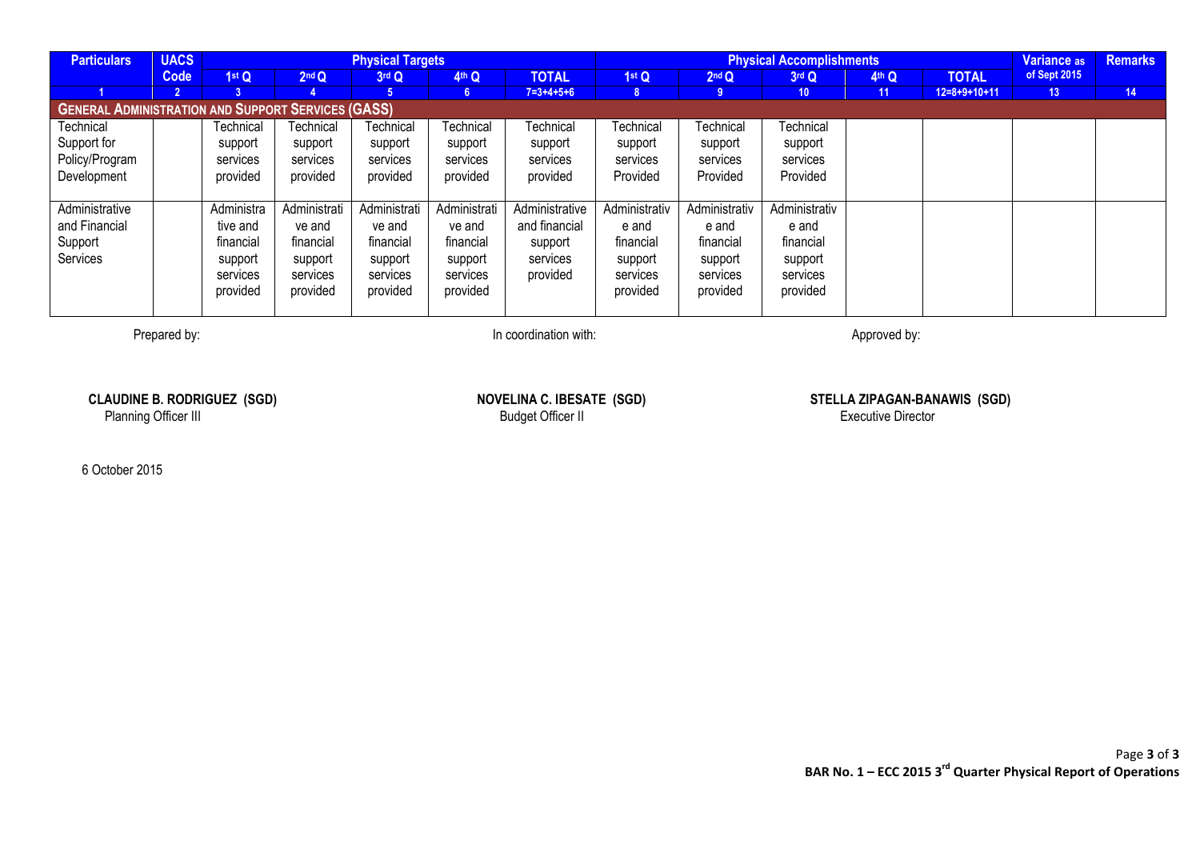| Particulars | UACS Code | Physical Targets | | | | | Physical Accomplishments | | | | | Variance as of Sept 2015 | Remarks |
|---|---|---|---|---|---|---|---|---|---|---|---|---|---|
| | | 1st Q | 2nd Q | 3rd Q | 4th Q | TOTAL | 1st Q | 2nd Q | 3rd Q | 4th Q | TOTAL | | |
| 1 | 2 | 3 | 4 | 5 | 6 | 7=3+4+5+6 | 8 | 9 | 10 | 11 | 12=8+9+10+11 | 13 | 14 |
| **GENERAL ADMINISTRATION AND SUPPORT SERVICES (GASS)** | | | | | | | | | | | | | |
| Technical Support for Policy/Program Development | | Technical support services provided | Technical support services provided | Technical support services provided | Technical support services provided | Technical support services provided | Technical support services Provided | Technical support services Provided | Technical support services Provided | | | | |
| Administrative and Financial Support Services | | Administrative and financial support services provided | Administrative and financial support services provided | Administrative and financial support services provided | Administrative and financial support services provided | Administrative and financial support services provided | Administrative and financial support services provided | Administrative and financial support services provided | Administrative and financial support services provided | | | | |

Prepared by:

**CLAUDINE B. RODRIGUEZ (SGD)**
Planning Officer III

In coordination with:

**NOVELINA C. IBESATE (SGD)**
Budget Officer II

Approved by:

**STELLA ZIPAGAN-BANAWIS (SGD)**
Executive Director

6 October 2015

**BAR No. 1 – ECC 2015 3rd Quarter Physical Report of Operations**